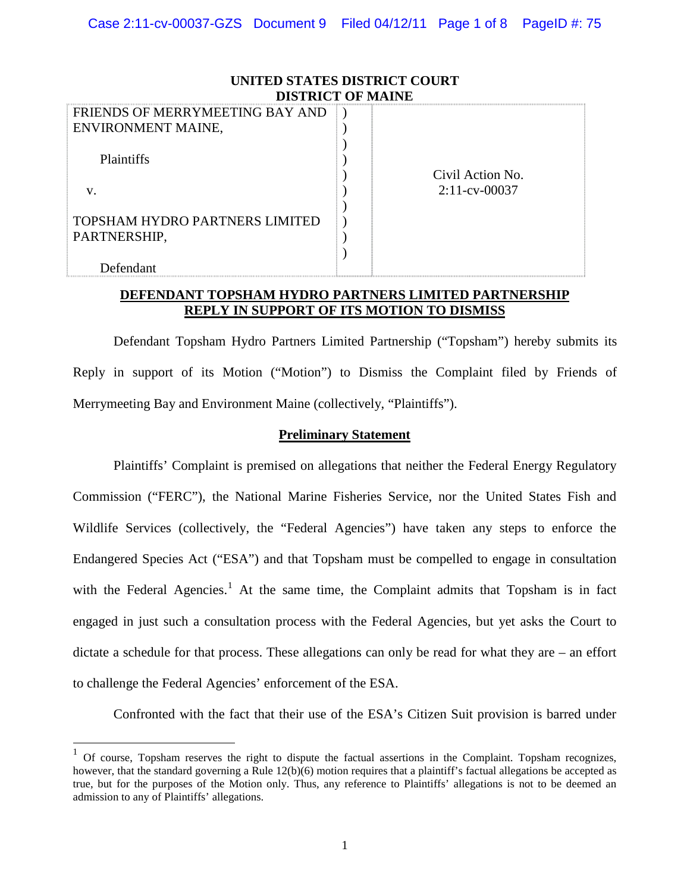**UNITED STATES DISTRICT COURT**
**DISTRICT OF MAINE**

| | | |
|---|---|---|
| FRIENDS OF MERRYMEETING BAY AND ENVIRONMENT MAINE,<br><br>Plaintiffs<br><br>v.<br><br>TOPSHAM HYDRO PARTNERS LIMITED PARTNERSHIP,<br><br>Defendant | ) | Civil Action No. 2:11-cv-00037 |

**DEFENDANT TOPSHAM HYDRO PARTNERS LIMITED PARTNERSHIP REPLY IN SUPPORT OF ITS MOTION TO DISMISS**

Defendant Topsham Hydro Partners Limited Partnership ("Topsham") hereby submits its Reply in support of its Motion ("Motion") to Dismiss the Complaint filed by Friends of Merrymeeting Bay and Environment Maine (collectively, "Plaintiffs").

## Preliminary Statement

Plaintiffs' Complaint is premised on allegations that neither the Federal Energy Regulatory Commission ("FERC"), the National Marine Fisheries Service, nor the United States Fish and Wildlife Services (collectively, the "Federal Agencies") have taken any steps to enforce the Endangered Species Act ("ESA") and that Topsham must be compelled to engage in consultation with the Federal Agencies.[1] At the same time, the Complaint admits that Topsham is in fact engaged in just such a consultation process with the Federal Agencies, but yet asks the Court to dictate a schedule for that process. These allegations can only be read for what they are – an effort to challenge the Federal Agencies' enforcement of the ESA.

Confronted with the fact that their use of the ESA's Citizen Suit provision is barred under

[1] Of course, Topsham reserves the right to dispute the factual assertions in the Complaint. Topsham recognizes, however, that the standard governing a Rule 12(b)(6) motion requires that a plaintiff's factual allegations be accepted as true, but for the purposes of the Motion only. Thus, any reference to Plaintiffs' allegations is not to be deemed an admission to any of Plaintiffs' allegations.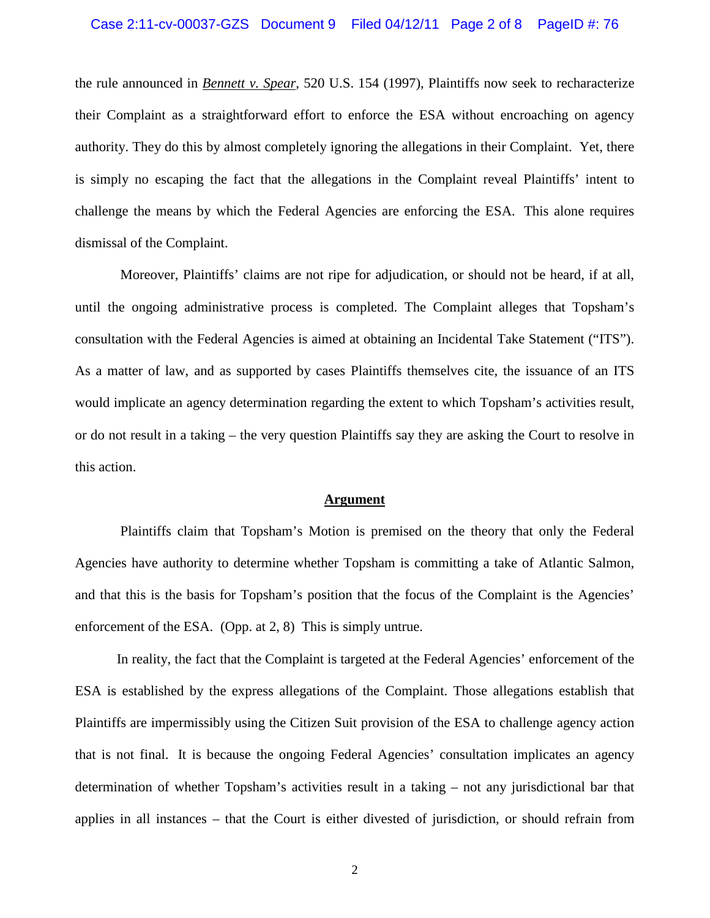the rule announced in *Bennett v. Spear*, 520 U.S. 154 (1997), Plaintiffs now seek to recharacterize their Complaint as a straightforward effort to enforce the ESA without encroaching on agency authority. They do this by almost completely ignoring the allegations in their Complaint. Yet, there is simply no escaping the fact that the allegations in the Complaint reveal Plaintiffs' intent to challenge the means by which the Federal Agencies are enforcing the ESA. This alone requires dismissal of the Complaint.

Moreover, Plaintiffs' claims are not ripe for adjudication, or should not be heard, if at all, until the ongoing administrative process is completed. The Complaint alleges that Topsham's consultation with the Federal Agencies is aimed at obtaining an Incidental Take Statement ("ITS"). As a matter of law, and as supported by cases Plaintiffs themselves cite, the issuance of an ITS would implicate an agency determination regarding the extent to which Topsham's activities result, or do not result in a taking – the very question Plaintiffs say they are asking the Court to resolve in this action.

## Argument

Plaintiffs claim that Topsham's Motion is premised on the theory that only the Federal Agencies have authority to determine whether Topsham is committing a take of Atlantic Salmon, and that this is the basis for Topsham's position that the focus of the Complaint is the Agencies' enforcement of the ESA. (Opp. at 2, 8) This is simply untrue.

In reality, the fact that the Complaint is targeted at the Federal Agencies' enforcement of the ESA is established by the express allegations of the Complaint. Those allegations establish that Plaintiffs are impermissibly using the Citizen Suit provision of the ESA to challenge agency action that is not final. It is because the ongoing Federal Agencies' consultation implicates an agency determination of whether Topsham's activities result in a taking – not any jurisdictional bar that applies in all instances – that the Court is either divested of jurisdiction, or should refrain from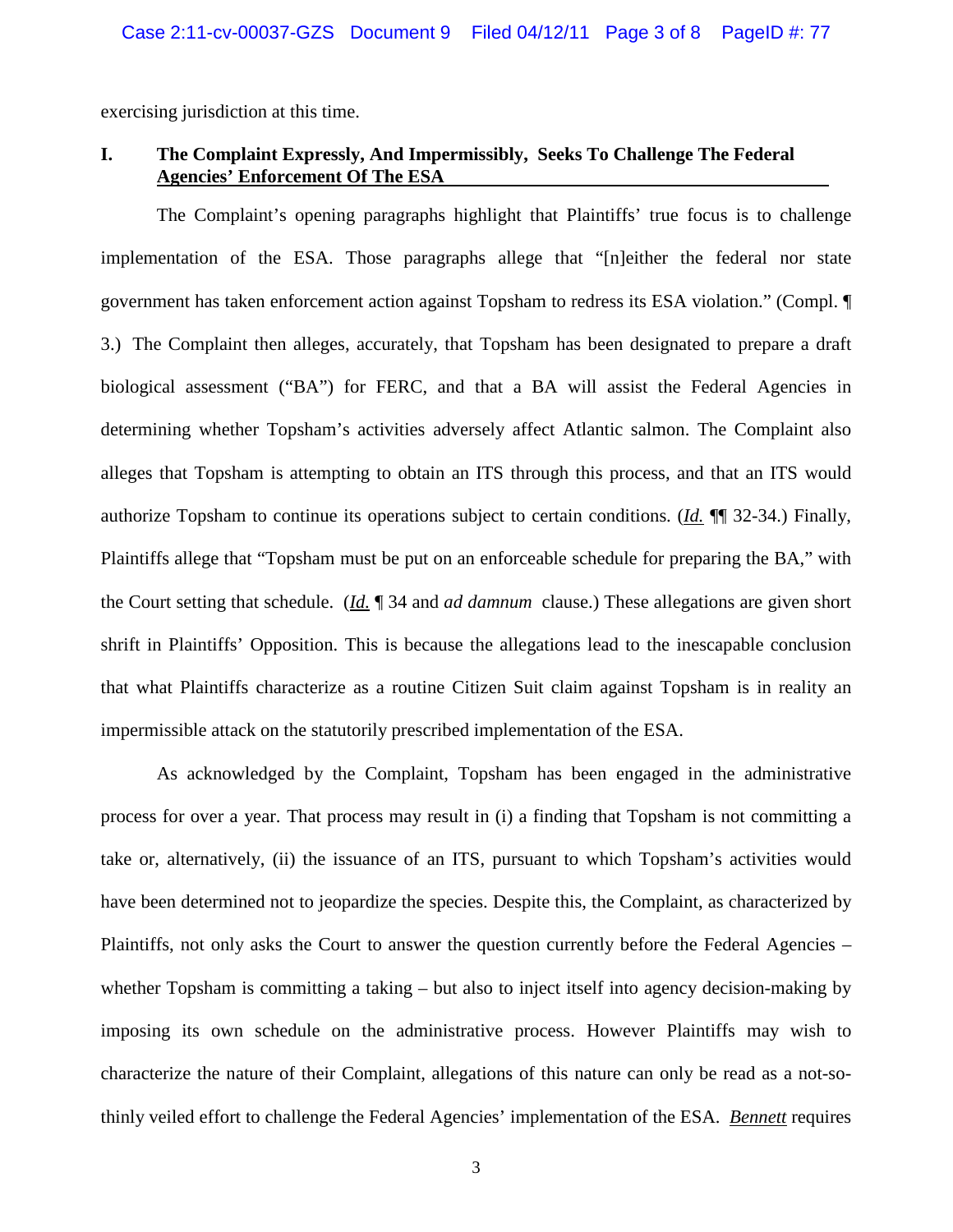exercising jurisdiction at this time.

## I. The Complaint Expressly, And Impermissibly, Seeks To Challenge The Federal Agencies' Enforcement Of The ESA

The Complaint's opening paragraphs highlight that Plaintiffs' true focus is to challenge implementation of the ESA. Those paragraphs allege that "[n]either the federal nor state government has taken enforcement action against Topsham to redress its ESA violation." (Compl. ¶ 3.) The Complaint then alleges, accurately, that Topsham has been designated to prepare a draft biological assessment ("BA") for FERC, and that a BA will assist the Federal Agencies in determining whether Topsham's activities adversely affect Atlantic salmon. The Complaint also alleges that Topsham is attempting to obtain an ITS through this process, and that an ITS would authorize Topsham to continue its operations subject to certain conditions. (*Id.* ¶¶ 32-34.) Finally, Plaintiffs allege that "Topsham must be put on an enforceable schedule for preparing the BA," with the Court setting that schedule. (*Id.* ¶ 34 and *ad damnum* clause.) These allegations are given short shrift in Plaintiffs' Opposition. This is because the allegations lead to the inescapable conclusion that what Plaintiffs characterize as a routine Citizen Suit claim against Topsham is in reality an impermissible attack on the statutorily prescribed implementation of the ESA.

As acknowledged by the Complaint, Topsham has been engaged in the administrative process for over a year. That process may result in (i) a finding that Topsham is not committing a take or, alternatively, (ii) the issuance of an ITS, pursuant to which Topsham's activities would have been determined not to jeopardize the species. Despite this, the Complaint, as characterized by Plaintiffs, not only asks the Court to answer the question currently before the Federal Agencies – whether Topsham is committing a taking – but also to inject itself into agency decision-making by imposing its own schedule on the administrative process. However Plaintiffs may wish to characterize the nature of their Complaint, allegations of this nature can only be read as a not-so-thinly veiled effort to challenge the Federal Agencies' implementation of the ESA. *Bennett* requires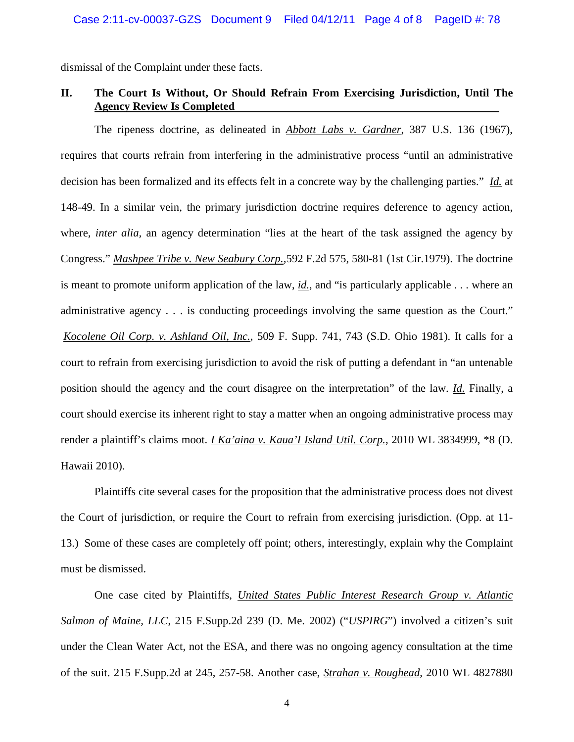dismissal of the Complaint under these facts.

## II. The Court Is Without, Or Should Refrain From Exercising Jurisdiction, Until The Agency Review Is Completed

The ripeness doctrine, as delineated in *Abbott Labs v. Gardner*, 387 U.S. 136 (1967), requires that courts refrain from interfering in the administrative process "until an administrative decision has been formalized and its effects felt in a concrete way by the challenging parties." *Id.* at 148-49. In a similar vein, the primary jurisdiction doctrine requires deference to agency action, where, *inter alia*, an agency determination "lies at the heart of the task assigned the agency by Congress." *Mashpee Tribe v. New Seabury Corp.*,592 F.2d 575, 580-81 (1st Cir.1979). The doctrine is meant to promote uniform application of the law, *id.*, and "is particularly applicable . . . where an administrative agency . . . is conducting proceedings involving the same question as the Court." *Kocolene Oil Corp. v. Ashland Oil, Inc.*, 509 F. Supp. 741, 743 (S.D. Ohio 1981). It calls for a court to refrain from exercising jurisdiction to avoid the risk of putting a defendant in "an untenable position should the agency and the court disagree on the interpretation" of the law. *Id.* Finally, a court should exercise its inherent right to stay a matter when an ongoing administrative process may render a plaintiff's claims moot. *I Ka'aina v. Kaua'I Island Util. Corp.*, 2010 WL 3834999, *8 (D. Hawaii 2010).

Plaintiffs cite several cases for the proposition that the administrative process does not divest the Court of jurisdiction, or require the Court to refrain from exercising jurisdiction. (Opp. at 11-13.) Some of these cases are completely off point; others, interestingly, explain why the Complaint must be dismissed.

One case cited by Plaintiffs, *United States Public Interest Research Group v. Atlantic Salmon of Maine, LLC*, 215 F.Supp.2d 239 (D. Me. 2002) ("*USPIRG*") involved a citizen's suit under the Clean Water Act, not the ESA, and there was no ongoing agency consultation at the time of the suit. 215 F.Supp.2d at 245, 257-58. Another case, *Strahan v. Roughead*, 2010 WL 4827880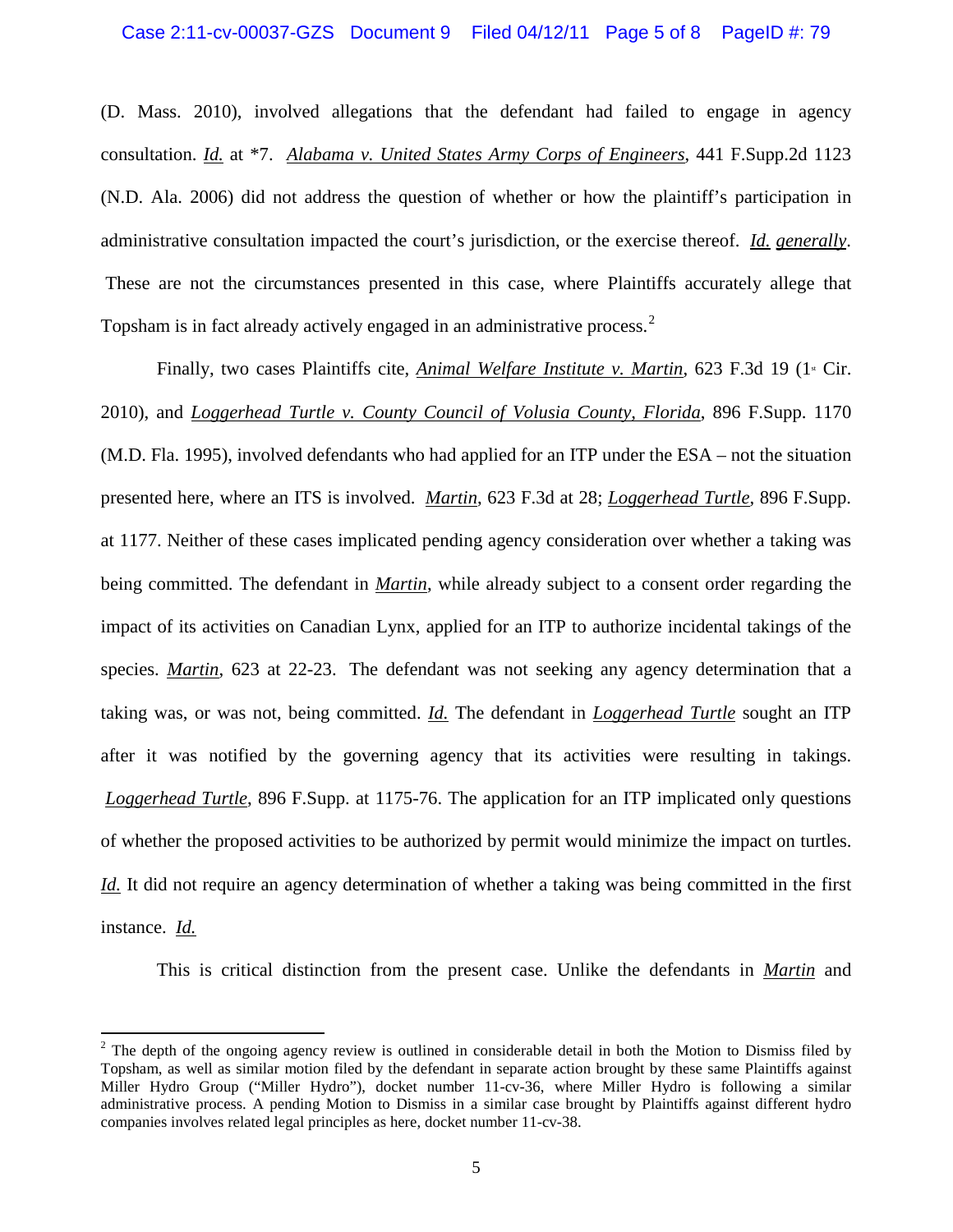(D. Mass. 2010), involved allegations that the defendant had failed to engage in agency consultation. *Id.* at *7. *Alabama v. United States Army Corps of Engineers*, 441 F.Supp.2d 1123 (N.D. Ala. 2006) did not address the question of whether or how the plaintiff's participation in administrative consultation impacted the court's jurisdiction, or the exercise thereof. *Id. generally*. These are not the circumstances presented in this case, where Plaintiffs accurately allege that Topsham is in fact already actively engaged in an administrative process.[2]

Finally, two cases Plaintiffs cite, *Animal Welfare Institute v. Martin*, 623 F.3d 19 (1st Cir. 2010), and *Loggerhead Turtle v. County Council of Volusia County, Florida*, 896 F.Supp. 1170 (M.D. Fla. 1995), involved defendants who had applied for an ITP under the ESA – not the situation presented here, where an ITS is involved. *Martin*, 623 F.3d at 28; *Loggerhead Turtle*, 896 F.Supp. at 1177. Neither of these cases implicated pending agency consideration over whether a taking was being committed. The defendant in *Martin*, while already subject to a consent order regarding the impact of its activities on Canadian Lynx, applied for an ITP to authorize incidental takings of the species. *Martin*, 623 at 22-23. The defendant was not seeking any agency determination that a taking was, or was not, being committed. *Id.* The defendant in *Loggerhead Turtle* sought an ITP after it was notified by the governing agency that its activities were resulting in takings. *Loggerhead Turtle*, 896 F.Supp. at 1175-76. The application for an ITP implicated only questions of whether the proposed activities to be authorized by permit would minimize the impact on turtles. *Id.* It did not require an agency determination of whether a taking was being committed in the first instance. *Id.*

This is critical distinction from the present case. Unlike the defendants in *Martin* and

---

[2] The depth of the ongoing agency review is outlined in considerable detail in both the Motion to Dismiss filed by Topsham, as well as similar motion filed by the defendant in separate action brought by these same Plaintiffs against Miller Hydro Group ("Miller Hydro"), docket number 11-cv-36, where Miller Hydro is following a similar administrative process. A pending Motion to Dismiss in a similar case brought by Plaintiffs against different hydro companies involves related legal principles as here, docket number 11-cv-38.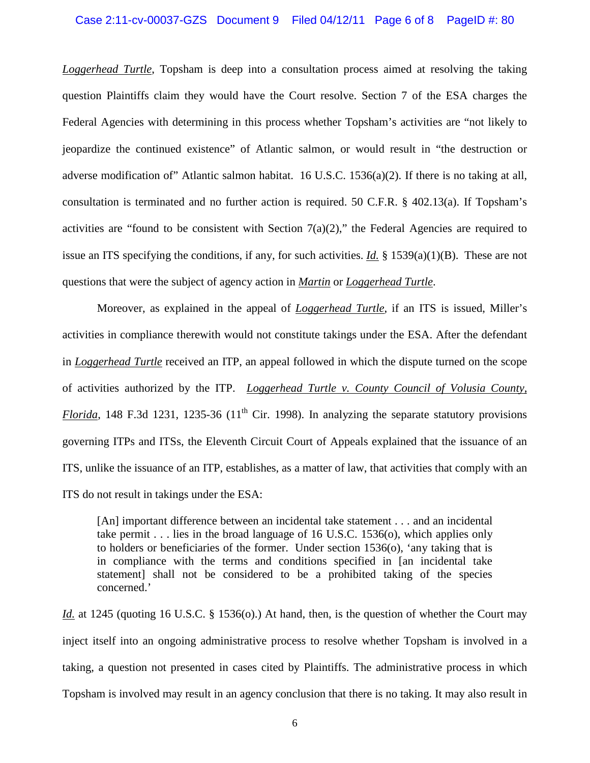*Loggerhead Turtle*, Topsham is deep into a consultation process aimed at resolving the taking question Plaintiffs claim they would have the Court resolve. Section 7 of the ESA charges the Federal Agencies with determining in this process whether Topsham's activities are "not likely to jeopardize the continued existence" of Atlantic salmon, or would result in "the destruction or adverse modification of" Atlantic salmon habitat. 16 U.S.C. 1536(a)(2). If there is no taking at all, consultation is terminated and no further action is required. 50 C.F.R. § 402.13(a). If Topsham's activities are "found to be consistent with Section 7(a)(2)," the Federal Agencies are required to issue an ITS specifying the conditions, if any, for such activities. *Id.* § 1539(a)(1)(B). These are not questions that were the subject of agency action in *Martin* or *Loggerhead Turtle*.

Moreover, as explained in the appeal of *Loggerhead Turtle*, if an ITS is issued, Miller's activities in compliance therewith would not constitute takings under the ESA. After the defendant in *Loggerhead Turtle* received an ITP, an appeal followed in which the dispute turned on the scope of activities authorized by the ITP. *Loggerhead Turtle v. County Council of Volusia County, Florida*, 148 F.3d 1231, 1235-36 (11th Cir. 1998). In analyzing the separate statutory provisions governing ITPs and ITSs, the Eleventh Circuit Court of Appeals explained that the issuance of an ITS, unlike the issuance of an ITP, establishes, as a matter of law, that activities that comply with an ITS do not result in takings under the ESA:

> [An] important difference between an incidental take statement . . . and an incidental take permit . . . lies in the broad language of 16 U.S.C. 1536(o), which applies only to holders or beneficiaries of the former. Under section 1536(o), 'any taking that is in compliance with the terms and conditions specified in [an incidental take statement] shall not be considered to be a prohibited taking of the species concerned.'

*Id.* at 1245 (quoting 16 U.S.C. § 1536(o).) At hand, then, is the question of whether the Court may inject itself into an ongoing administrative process to resolve whether Topsham is involved in a taking, a question not presented in cases cited by Plaintiffs. The administrative process in which Topsham is involved may result in an agency conclusion that there is no taking. It may also result in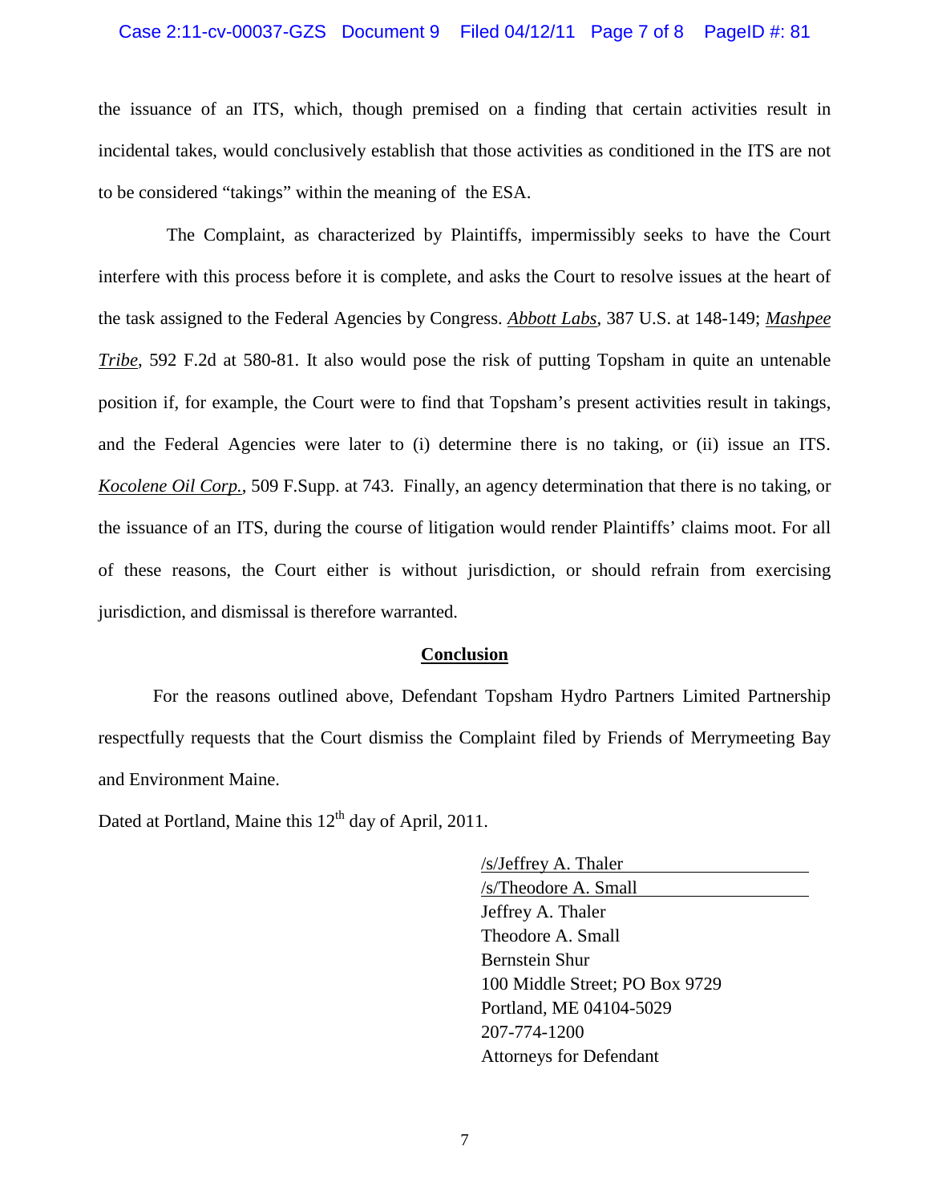the issuance of an ITS, which, though premised on a finding that certain activities result in incidental takes, would conclusively establish that those activities as conditioned in the ITS are not to be considered "takings" within the meaning of the ESA.

The Complaint, as characterized by Plaintiffs, impermissibly seeks to have the Court interfere with this process before it is complete, and asks the Court to resolve issues at the heart of the task assigned to the Federal Agencies by Congress. *Abbott Labs*, 387 U.S. at 148-149; *Mashpee Tribe*, 592 F.2d at 580-81. It also would pose the risk of putting Topsham in quite an untenable position if, for example, the Court were to find that Topsham's present activities result in takings, and the Federal Agencies were later to (i) determine there is no taking, or (ii) issue an ITS. *Kocolene Oil Corp.*, 509 F.Supp. at 743. Finally, an agency determination that there is no taking, or the issuance of an ITS, during the course of litigation would render Plaintiffs' claims moot. For all of these reasons, the Court either is without jurisdiction, or should refrain from exercising jurisdiction, and dismissal is therefore warranted.

## Conclusion

For the reasons outlined above, Defendant Topsham Hydro Partners Limited Partnership respectfully requests that the Court dismiss the Complaint filed by Friends of Merrymeeting Bay and Environment Maine.

Dated at Portland, Maine this 12th day of April, 2011.

/s/Jeffrey A. Thaler
/s/Theodore A. Small
Jeffrey A. Thaler
Theodore A. Small
Bernstein Shur
100 Middle Street; PO Box 9729
Portland, ME 04104-5029
207-774-1200
Attorneys for Defendant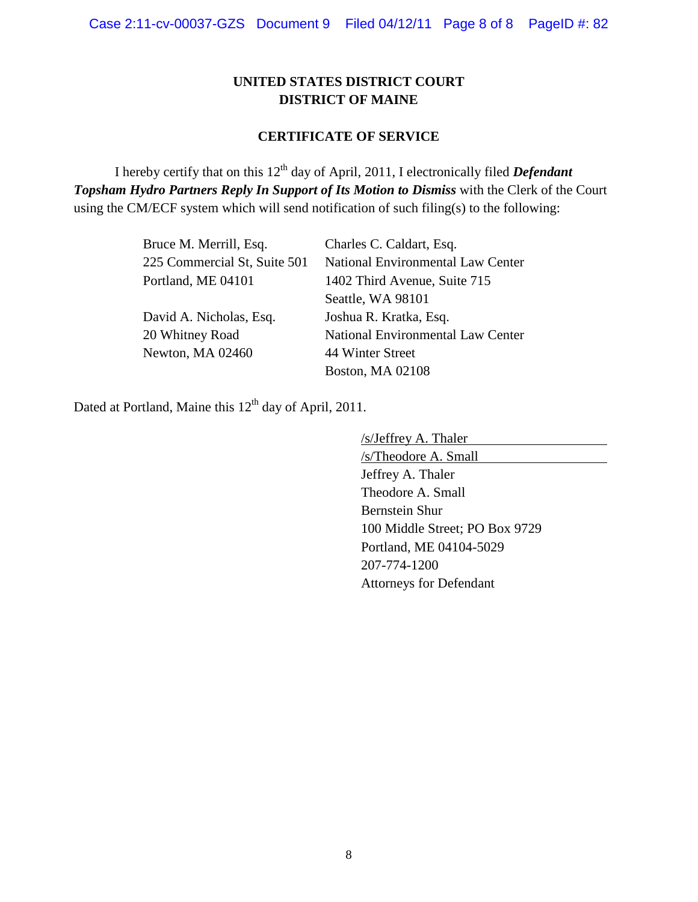**UNITED STATES DISTRICT COURT**
**DISTRICT OF MAINE**

**CERTIFICATE OF SERVICE**

I hereby certify that on this 12th day of April, 2011, I electronically filed ***Defendant Topsham Hydro Partners Reply In Support of Its Motion to Dismiss*** with the Clerk of the Court using the CM/ECF system which will send notification of such filing(s) to the following:

Bruce M. Merrill, Esq.
225 Commercial St, Suite 501
Portland, ME 04101

Charles C. Caldart, Esq.
National Environmental Law Center
1402 Third Avenue, Suite 715
Seattle, WA 98101

David A. Nicholas, Esq.
20 Whitney Road
Newton, MA 02460

Joshua R. Kratka, Esq.
National Environmental Law Center
44 Winter Street
Boston, MA 02108

Dated at Portland, Maine this 12th day of April, 2011.

/s/Jeffrey A. Thaler
/s/Theodore A. Small
Jeffrey A. Thaler
Theodore A. Small
Bernstein Shur
100 Middle Street; PO Box 9729
Portland, ME 04104-5029
207-774-1200
Attorneys for Defendant